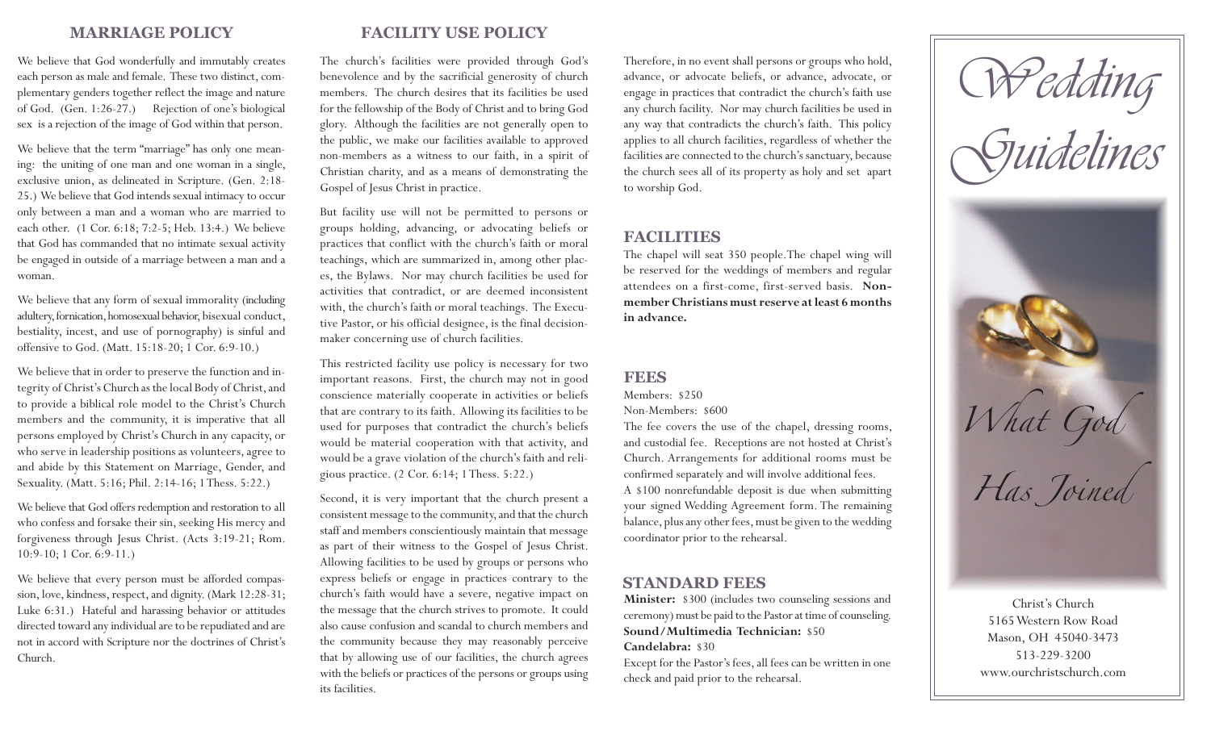## MARRIAGE POLICY

We believe that God wonderfully and immutably creates each person as male and female. These two distinct, complementary genders together reflect the image and nature of God. (Gen. 1:26-27.) Rejection of one's biological sex is a rejection of the image of God within that person.

We believe that the term "marriage" has only one meaning: the uniting of one man and one woman in a single, exclusive union, as delineated in Scripture. (Gen. 2:18-25.) We believe that God intends sexual intimacy to occur only between a man and a woman who are married to each other. (1 Cor. 6:18; 7:2-5; Heb. 13:4.) We believe that God has commanded that no intimate sexual activity be engaged in outside of a marriage between a man and a woman.

We believe that any form of sexual immorality (including adultery, fornication, homosexual behavior, bisexual conduct, bestiality, incest, and use of pornography) is sinful and offensive to God. (Matt. 15:18-20; 1 Cor. 6:9-10.)

We believe that in order to preserve the function and integrity of Christ's Church as the local Body of Christ, and to provide a biblical role model to the Christ's Church members and the community, it is imperative that all persons employed by Christ's Church in any capacity, or who serve in leadership positions as volunteers, agree to and abide by this Statement on Marriage, Gender, and Sexuality. (Matt. 5:16; Phil. 2:14-16; 1 Thess. 5:22.)

We believe that God offers redemption and restoration to all who confess and forsake their sin, seeking His mercy and forgiveness through Jesus Christ. (Acts 3:19-21; Rom. 10:9-10; 1 Cor. 6:9-11.)

We believe that every person must be afforded compassion, love, kindness, respect, and dignity. (Mark 12:28-31; Luke 6:31.) Hateful and harassing behavior or attitudes directed toward any individual are to be repudiated and are not in accord with Scripture nor the doctrines of Christ's Church.

## FACILITY USE POLICY

The church's facilities were provided through God's benevolence and by the sacrificial generosity of church members. The church desires that its facilities be used for the fellowship of the Body of Christ and to bring God glory. Although the facilities are not generally open to the public, we make our facilities available to approved non-members as a witness to our faith, in a spirit of Christian charity, and as a means of demonstrating the Gospel of Jesus Christ in practice.

But facility use will not be permitted to persons or groups holding, advancing, or advocating beliefs or practices that conflict with the church's faith or moral teachings, which are summarized in, among other places, the Bylaws. Nor may church facilities be used for activities that contradict, or are deemed inconsistent with, the church's faith or moral teachings. The Executive Pastor, or his official designee, is the final decision-maker concerning use of church facilities.

This restricted facility use policy is necessary for two important reasons. First, the church may not in good conscience materially cooperate in activities or beliefs that are contrary to its faith. Allowing its facilities to be used for purposes that contradict the church's beliefs would be material cooperation with that activity, and would be a grave violation of the church's faith and religious practice. (2 Cor. 6:14; 1 Thess. 5:22.)

Second, it is very important that the church present a consistent message to the community, and that the church staff and members conscientiously maintain that message as part of their witness to the Gospel of Jesus Christ. Allowing facilities to be used by groups or persons who express beliefs or engage in practices contrary to the church's faith would have a severe, negative impact on the message that the church strives to promote. It could also cause confusion and scandal to church members and the community because they may reasonably perceive that by allowing use of our facilities, the church agrees with the beliefs or practices of the persons or groups using its facilities.

Therefore, in no event shall persons or groups who hold, advance, or advocate beliefs, or advance, advocate, or engage in practices that contradict the church's faith use any church facility. Nor may church facilities be used in any way that contradicts the church's faith. This policy applies to all church facilities, regardless of whether the facilities are connected to the church's sanctuary, because the church sees all of its property as holy and set apart to worship God.

## FACILITIES

The chapel will seat 350 people.The chapel wing will be reserved for the weddings of members and regular attendees on a first-come, first-served basis. **Non-member Christians must reserve at least 6 months in advance.**

## FEES

Members: $250
Non-Members: $600

The fee covers the use of the chapel, dressing rooms, and custodial fee. Receptions are not hosted at Christ's Church. Arrangements for additional rooms must be confirmed separately and will involve additional fees.

A $100 nonrefundable deposit is due when submitting your signed Wedding Agreement form. The remaining balance, plus any other fees, must be given to the wedding coordinator prior to the rehearsal.

## STANDARD FEES

**Minister:** $300 (includes two counseling sessions and ceremony) must be paid to the Pastor at time of counseling.
**Sound/Multimedia Technician:** $50
**Candelabra:** $30

Except for the Pastor's fees, all fees can be written in one check and paid prior to the rehearsal.

# *Wedding Guidelines*

*What God Has Joined*

Christ's Church
5165 Western Row Road
Mason, OH 45040-3473
513-229-3200
www.ourchristschurch.com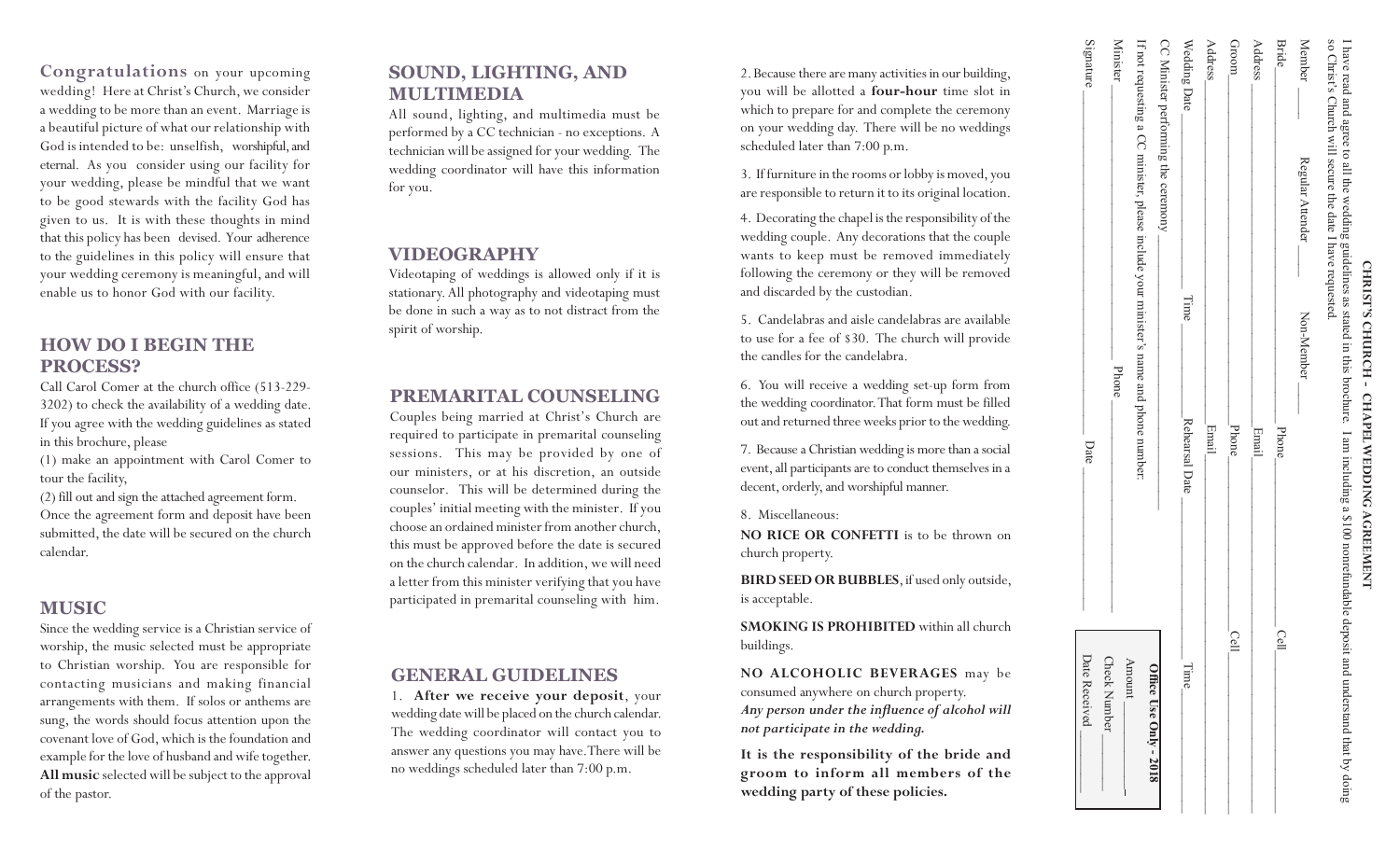**Congratulations** on your upcoming wedding! Here at Christ's Church, we consider a wedding to be more than an event. Marriage is a beautiful picture of what our relationship with God is intended to be: unselfish, worshipful, and eternal. As you consider using our facility for your wedding, please be mindful that we want to be good stewards with the facility God has given to us. It is with these thoughts in mind that this policy has been devised. Your adherence to the guidelines in this policy will ensure that your wedding ceremony is meaningful, and will enable us to honor God with our facility.

## HOW DO I BEGIN THE PROCESS?

Call Carol Comer at the church office (513-229-3202) to check the availability of a wedding date. If you agree with the wedding guidelines as stated in this brochure, please

(1) make an appointment with Carol Comer to tour the facility,

(2) fill out and sign the attached agreement form.

Once the agreement form and deposit have been submitted, the date will be secured on the church calendar.

## MUSIC

Since the wedding service is a Christian service of worship, the music selected must be appropriate to Christian worship. You are responsible for contacting musicians and making financial arrangements with them. If solos or anthems are sung, the words should focus attention upon the covenant love of God, which is the foundation and example for the love of husband and wife together. **All music** selected will be subject to the approval of the pastor.

## SOUND, LIGHTING, AND MULTIMEDIA

All sound, lighting, and multimedia must be performed by a CC technician - no exceptions. A technician will be assigned for your wedding. The wedding coordinator will have this information for you.

## VIDEOGRAPHY

Videotaping of weddings is allowed only if it is stationary. All photography and videotaping must be done in such a way as to not distract from the spirit of worship.

## PREMARITAL COUNSELING

Couples being married at Christ's Church are required to participate in premarital counseling sessions. This may be provided by one of our ministers, or at his discretion, an outside counselor. This will be determined during the couples' initial meeting with the minister. If you choose an ordained minister from another church, this must be approved before the date is secured on the church calendar. In addition, we will need a letter from this minister verifying that you have participated in premarital counseling with him.

## GENERAL GUIDELINES

1. **After we receive your deposit**, your wedding date will be placed on the church calendar. The wedding coordinator will contact you to answer any questions you may have. There will be no weddings scheduled later than 7:00 p.m.

2. Because there are many activities in our building, you will be allotted a **four-hour** time slot in which to prepare for and complete the ceremony on your wedding day. There will be no weddings scheduled later than 7:00 p.m.

3. If furniture in the rooms or lobby is moved, you are responsible to return it to its original location.

4. Decorating the chapel is the responsibility of the wedding couple. Any decorations that the couple wants to keep must be removed immediately following the ceremony or they will be removed and discarded by the custodian.

5. Candelabras and aisle candelabras are available to use for a fee of $30. The church will provide the candles for the candelabra.

6. You will receive a wedding set-up form from the wedding coordinator. That form must be filled out and returned three weeks prior to the wedding.

7. Because a Christian wedding is more than a social event, all participants are to conduct themselves in a decent, orderly, and worshipful manner.

8. Miscellaneous:

**NO RICE OR CONFETTI** is to be thrown on church property.

**BIRD SEED OR BUBBLES**, if used only outside, is acceptable.

**SMOKING IS PROHIBITED** within all church buildings.

**NO ALCOHOLIC BEVERAGES** may be consumed anywhere on church property.

***Any person under the influence of alcohol will not participate in the wedding.***

**It is the responsibility of the bride and groom to inform all members of the wedding party of these policies.**

## CHRIST'S CHURCH - CHAPEL WEDDING AGREEMENT

I have read and agree to all the wedding guidelines as stated in this brochure. I am including a $100 nonrefundable deposit and understand that by doing so Christ's Church will secure the date I have requested.

Member ____ Regular Attender ____ Non-Member ____

Bride ____________ Phone ____________ Cell ____________

Address ____________ Email ____________

Groom ____________ Phone ____________ Cell ____________

Address ____________ Email ____________

Wedding Date ____________ Time ____________ Rehearsal Date ____________ Time ____________

CC Minister performing the ceremony ____________

If not requesting a CC minister, please include your minister's name and phone number.

Minister ____________ Phone ____________

Signature ____________ Date ____________

**Office Use Only - 2018**

Amount ____________

Check Number ____________

Date Received ____________